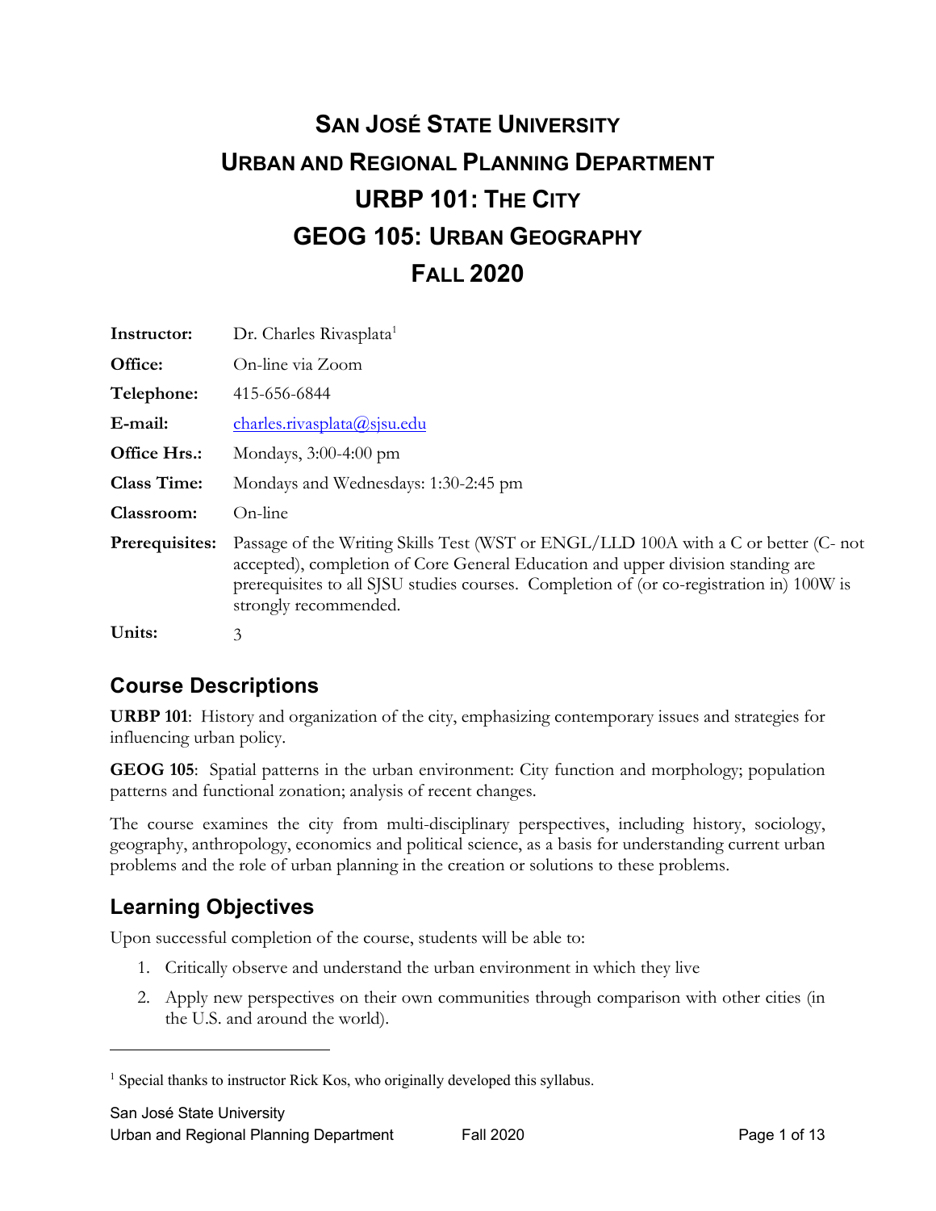# SAN JOSÉ STATE UNIVERSITY
# URBAN AND REGIONAL PLANNING DEPARTMENT
# URBP 101: THE CITY
# GEOG 105: URBAN GEOGRAPHY
# FALL 2020

| | |
|---|---|
| **Instructor:** | Dr. Charles Rivasplata[1] |
| **Office:** | On-line via Zoom |
| **Telephone:** | 415-656-6844 |
| **E-mail:** | charles.rivasplata@sjsu.edu |
| **Office Hrs.:** | Mondays, 3:00-4:00 pm |
| **Class Time:** | Mondays and Wednesdays: 1:30-2:45 pm |
| **Classroom:** | On-line |
| **Prerequisites:** | Passage of the Writing Skills Test (WST or ENGL/LLD 100A with a C or better (C- not accepted), completion of Core General Education and upper division standing are prerequisites to all SJSU studies courses. Completion of (or co-registration in) 100W is strongly recommended. |
| **Units:** | 3 |

## Course Descriptions

**URBP 101**: History and organization of the city, emphasizing contemporary issues and strategies for influencing urban policy.

**GEOG 105**: Spatial patterns in the urban environment: City function and morphology; population patterns and functional zonation; analysis of recent changes.

The course examines the city from multi-disciplinary perspectives, including history, sociology, geography, anthropology, economics and political science, as a basis for understanding current urban problems and the role of urban planning in the creation or solutions to these problems.

## Learning Objectives

Upon successful completion of the course, students will be able to:

1. Critically observe and understand the urban environment in which they live
2. Apply new perspectives on their own communities through comparison with other cities (in the U.S. and around the world).

[1] Special thanks to instructor Rick Kos, who originally developed this syllabus.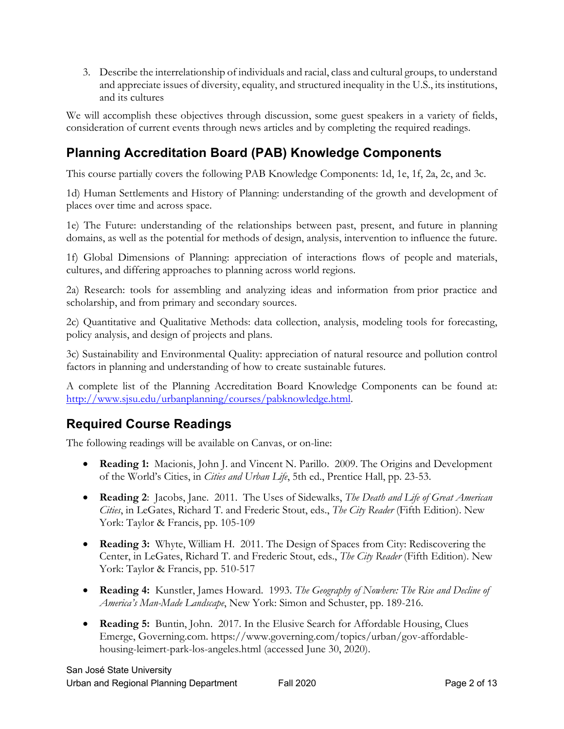3. Describe the interrelationship of individuals and racial, class and cultural groups, to understand and appreciate issues of diversity, equality, and structured inequality in the U.S., its institutions, and its cultures

We will accomplish these objectives through discussion, some guest speakers in a variety of fields, consideration of current events through news articles and by completing the required readings.

## Planning Accreditation Board (PAB) Knowledge Components

This course partially covers the following PAB Knowledge Components: 1d, 1e, 1f, 2a, 2c, and 3c.

1d) Human Settlements and History of Planning: understanding of the growth and development of places over time and across space.

1e) The Future: understanding of the relationships between past, present, and future in planning domains, as well as the potential for methods of design, analysis, intervention to influence the future.

1f) Global Dimensions of Planning: appreciation of interactions flows of people and materials, cultures, and differing approaches to planning across world regions.

2a) Research: tools for assembling and analyzing ideas and information from prior practice and scholarship, and from primary and secondary sources.

2c) Quantitative and Qualitative Methods: data collection, analysis, modeling tools for forecasting, policy analysis, and design of projects and plans.

3c) Sustainability and Environmental Quality: appreciation of natural resource and pollution control factors in planning and understanding of how to create sustainable futures.

A complete list of the Planning Accreditation Board Knowledge Components can be found at: [http://www.sjsu.edu/urbanplanning/courses/pabknowledge.html](http://www.sjsu.edu/urbanplanning/courses/pabknowledge.html).

## Required Course Readings

The following readings will be available on Canvas, or on-line:

- **Reading 1:** Macionis, John J. and Vincent N. Parillo. 2009. The Origins and Development of the World's Cities, in *Cities and Urban Life*, 5th ed., Prentice Hall, pp. 23-53.
- **Reading 2**: Jacobs, Jane. 2011. The Uses of Sidewalks, *The Death and Life of Great American Cities*, in LeGates, Richard T. and Frederic Stout, eds., *The City Reader* (Fifth Edition). New York: Taylor & Francis, pp. 105-109
- **Reading 3:** Whyte, William H. 2011. The Design of Spaces from City: Rediscovering the Center, in LeGates, Richard T. and Frederic Stout, eds., *The City Reader* (Fifth Edition). New York: Taylor & Francis, pp. 510-517
- **Reading 4:** Kunstler, James Howard. 1993. *The Geography of Nowhere: The Rise and Decline of America's Man-Made Landscape*, New York: Simon and Schuster, pp. 189-216.
- **Reading 5:** Buntin, John. 2017. In the Elusive Search for Affordable Housing, Clues Emerge, Governing.com. https://www.governing.com/topics/urban/gov-affordable-housing-leimert-park-los-angeles.html (accessed June 30, 2020).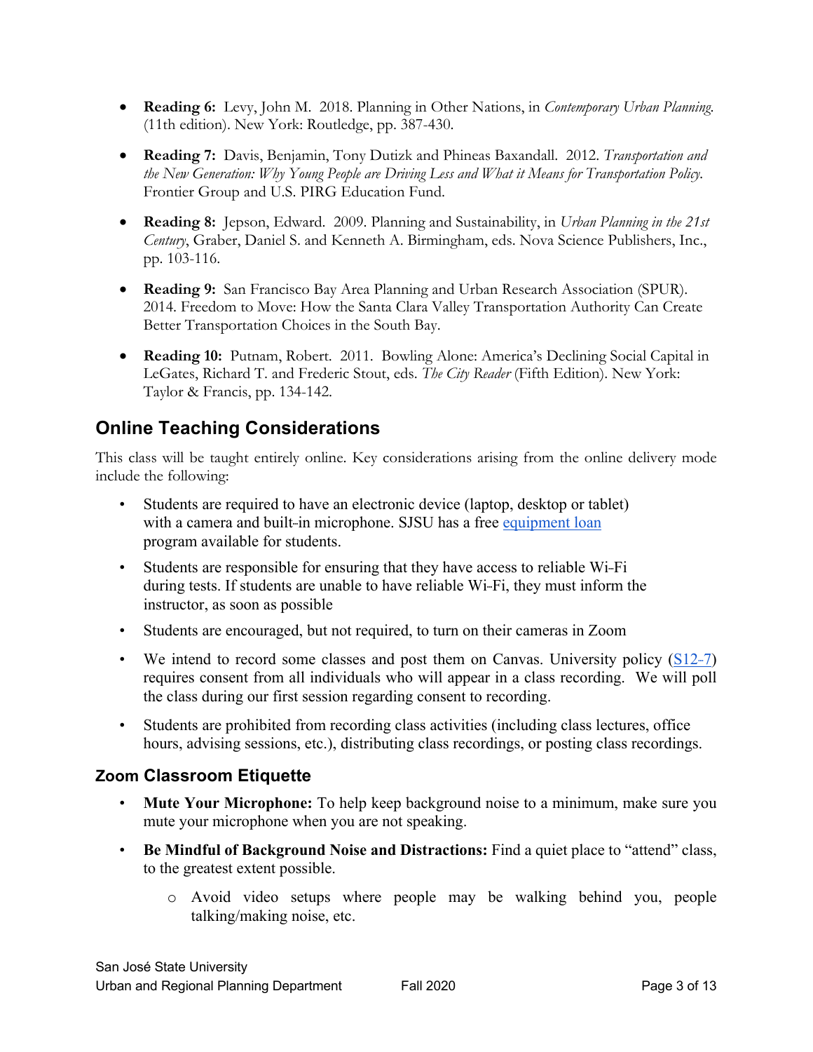- **Reading 6:** Levy, John M. 2018. Planning in Other Nations, in *Contemporary Urban Planning.* (11th edition). New York: Routledge, pp. 387-430.

- **Reading 7:** Davis, Benjamin, Tony Dutizk and Phineas Baxandall. 2012. *Transportation and the New Generation: Why Young People are Driving Less and What it Means for Transportation Policy.* Frontier Group and U.S. PIRG Education Fund.

- **Reading 8:** Jepson, Edward. 2009. Planning and Sustainability, in *Urban Planning in the 21st Century*, Graber, Daniel S. and Kenneth A. Birmingham, eds. Nova Science Publishers, Inc., pp. 103-116.

- **Reading 9:** San Francisco Bay Area Planning and Urban Research Association (SPUR). 2014. Freedom to Move: How the Santa Clara Valley Transportation Authority Can Create Better Transportation Choices in the South Bay.

- **Reading 10:** Putnam, Robert. 2011. Bowling Alone: America's Declining Social Capital in LeGates, Richard T. and Frederic Stout, eds. *The City Reader* (Fifth Edition). New York: Taylor & Francis, pp. 134-142.

## Online Teaching Considerations

This class will be taught entirely online. Key considerations arising from the online delivery mode include the following:

- Students are required to have an electronic device (laptop, desktop or tablet) with a camera and built-in microphone. SJSU has a free equipment loan program available for students.
- Students are responsible for ensuring that they have access to reliable Wi-Fi during tests. If students are unable to have reliable Wi-Fi, they must inform the instructor, as soon as possible
- Students are encouraged, but not required, to turn on their cameras in Zoom
- We intend to record some classes and post them on Canvas. University policy (S12-7) requires consent from all individuals who will appear in a class recording. We will poll the class during our first session regarding consent to recording.
- Students are prohibited from recording class activities (including class lectures, office hours, advising sessions, etc.), distributing class recordings, or posting class recordings.

### Zoom Classroom Etiquette

- **Mute Your Microphone:** To help keep background noise to a minimum, make sure you mute your microphone when you are not speaking.
- **Be Mindful of Background Noise and Distractions:** Find a quiet place to "attend" class, to the greatest extent possible.
  - Avoid video setups where people may be walking behind you, people talking/making noise, etc.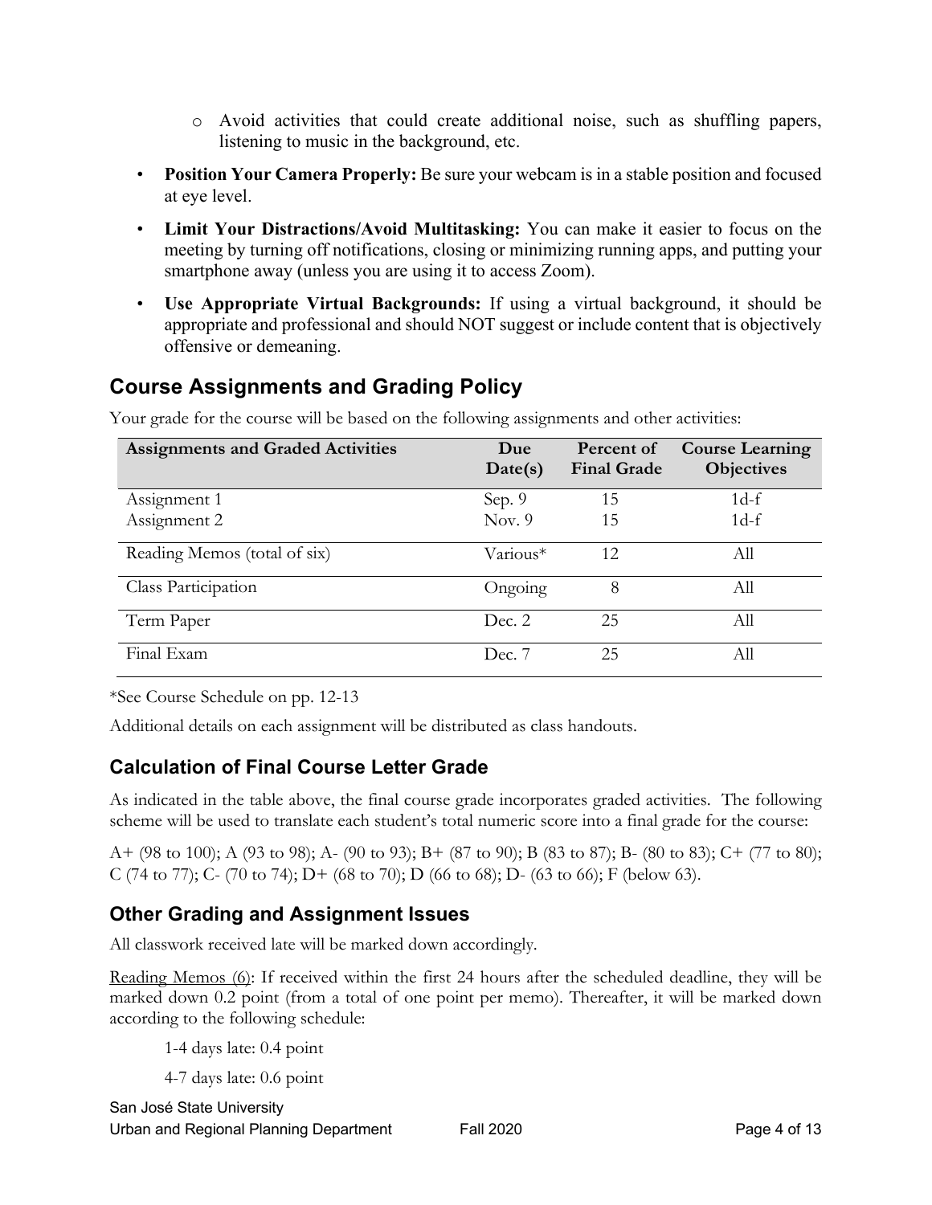- Avoid activities that could create additional noise, such as shuffling papers, listening to music in the background, etc.

- **Position Your Camera Properly:** Be sure your webcam is in a stable position and focused at eye level.
- **Limit Your Distractions/Avoid Multitasking:** You can make it easier to focus on the meeting by turning off notifications, closing or minimizing running apps, and putting your smartphone away (unless you are using it to access Zoom).
- **Use Appropriate Virtual Backgrounds:** If using a virtual background, it should be appropriate and professional and should NOT suggest or include content that is objectively offensive or demeaning.

## Course Assignments and Grading Policy

Your grade for the course will be based on the following assignments and other activities:

| Assignments and Graded Activities | Due Date(s) | Percent of Final Grade | Course Learning Objectives |
|---|---|---|---|
| Assignment 1 | Sep. 9 | 15 | 1d-f |
| Assignment 2 | Nov. 9 | 15 | 1d-f |
| Reading Memos (total of six) | Various* | 12 | All |
| Class Participation | Ongoing | 8 | All |
| Term Paper | Dec. 2 | 25 | All |
| Final Exam | Dec. 7 | 25 | All |

*See Course Schedule on pp. 12-13

Additional details on each assignment will be distributed as class handouts.

## Calculation of Final Course Letter Grade

As indicated in the table above, the final course grade incorporates graded activities. The following scheme will be used to translate each student's total numeric score into a final grade for the course:

A+ (98 to 100); A (93 to 98); A- (90 to 93); B+ (87 to 90); B (83 to 87); B- (80 to 83); C+ (77 to 80); C (74 to 77); C- (70 to 74); D+ (68 to 70); D (66 to 68); D- (63 to 66); F (below 63).

## Other Grading and Assignment Issues

All classwork received late will be marked down accordingly.

Reading Memos (6): If received within the first 24 hours after the scheduled deadline, they will be marked down 0.2 point (from a total of one point per memo). Thereafter, it will be marked down according to the following schedule:

1-4 days late: 0.4 point

4-7 days late: 0.6 point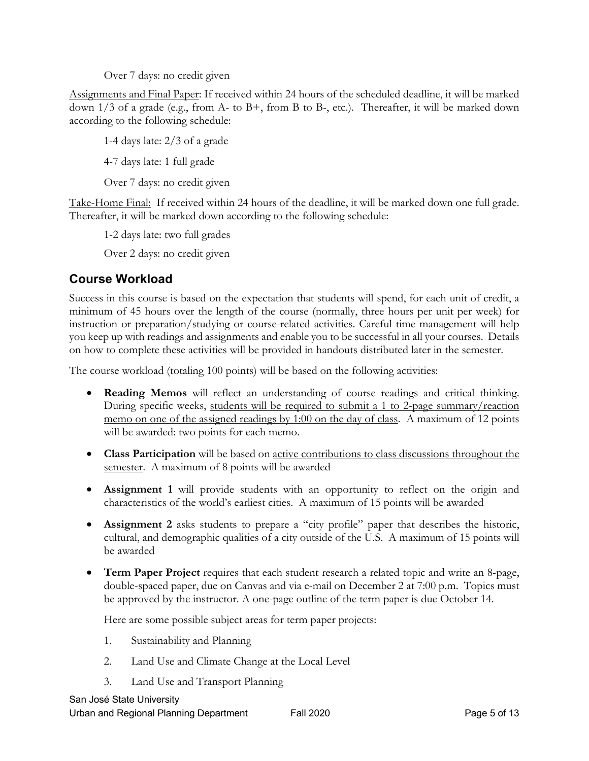Over 7 days: no credit given

Assignments and Final Paper: If received within 24 hours of the scheduled deadline, it will be marked down 1/3 of a grade (e.g., from A- to B+, from B to B-, etc.). Thereafter, it will be marked down according to the following schedule:

1-4 days late: 2/3 of a grade

4-7 days late: 1 full grade

Over 7 days: no credit given

Take-Home Final: If received within 24 hours of the deadline, it will be marked down one full grade. Thereafter, it will be marked down according to the following schedule:

1-2 days late: two full grades

Over 2 days: no credit given

## Course Workload

Success in this course is based on the expectation that students will spend, for each unit of credit, a minimum of 45 hours over the length of the course (normally, three hours per unit per week) for instruction or preparation/studying or course-related activities. Careful time management will help you keep up with readings and assignments and enable you to be successful in all your courses. Details on how to complete these activities will be provided in handouts distributed later in the semester.

The course workload (totaling 100 points) will be based on the following activities:

- **Reading Memos** will reflect an understanding of course readings and critical thinking. During specific weeks, students will be required to submit a 1 to 2-page summary/reaction memo on one of the assigned readings by 1:00 on the day of class. A maximum of 12 points will be awarded: two points for each memo.
- **Class Participation** will be based on active contributions to class discussions throughout the semester. A maximum of 8 points will be awarded
- **Assignment 1** will provide students with an opportunity to reflect on the origin and characteristics of the world's earliest cities. A maximum of 15 points will be awarded
- **Assignment 2** asks students to prepare a "city profile" paper that describes the historic, cultural, and demographic qualities of a city outside of the U.S. A maximum of 15 points will be awarded
- **Term Paper Project** requires that each student research a related topic and write an 8-page, double-spaced paper, due on Canvas and via e-mail on December 2 at 7:00 p.m. Topics must be approved by the instructor. A one-page outline of the term paper is due October 14.

  Here are some possible subject areas for term paper projects:

  1. Sustainability and Planning
  2. Land Use and Climate Change at the Local Level
  3. Land Use and Transport Planning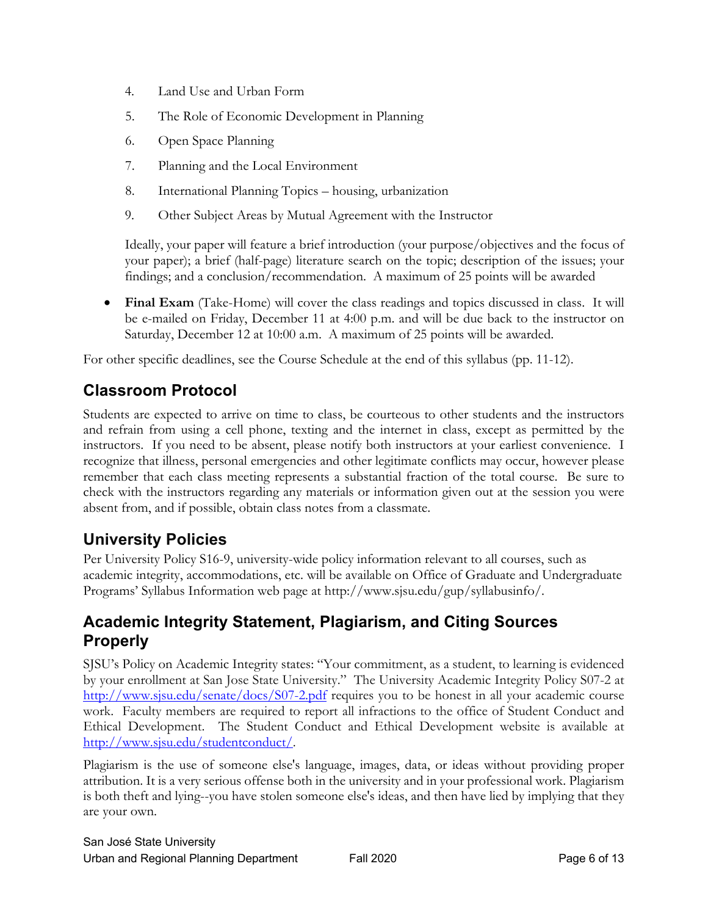4. Land Use and Urban Form
5. The Role of Economic Development in Planning
6. Open Space Planning
7. Planning and the Local Environment
8. International Planning Topics – housing, urbanization
9. Other Subject Areas by Mutual Agreement with the Instructor

   Ideally, your paper will feature a brief introduction (your purpose/objectives and the focus of your paper); a brief (half-page) literature search on the topic; description of the issues; your findings; and a conclusion/recommendation. A maximum of 25 points will be awarded

- **Final Exam** (Take-Home) will cover the class readings and topics discussed in class. It will be e-mailed on Friday, December 11 at 4:00 p.m. and will be due back to the instructor on Saturday, December 12 at 10:00 a.m. A maximum of 25 points will be awarded.

For other specific deadlines, see the Course Schedule at the end of this syllabus (pp. 11-12).

## Classroom Protocol

Students are expected to arrive on time to class, be courteous to other students and the instructors and refrain from using a cell phone, texting and the internet in class, except as permitted by the instructors. If you need to be absent, please notify both instructors at your earliest convenience. I recognize that illness, personal emergencies and other legitimate conflicts may occur, however please remember that each class meeting represents a substantial fraction of the total course. Be sure to check with the instructors regarding any materials or information given out at the session you were absent from, and if possible, obtain class notes from a classmate.

## University Policies

Per University Policy S16-9, university-wide policy information relevant to all courses, such as academic integrity, accommodations, etc. will be available on Office of Graduate and Undergraduate Programs' Syllabus Information web page at http://www.sjsu.edu/gup/syllabusinfo/.

## Academic Integrity Statement, Plagiarism, and Citing Sources Properly

SJSU's Policy on Academic Integrity states: "Your commitment, as a student, to learning is evidenced by your enrollment at San Jose State University." The University Academic Integrity Policy S07-2 at http://www.sjsu.edu/senate/docs/S07-2.pdf requires you to be honest in all your academic course work. Faculty members are required to report all infractions to the office of Student Conduct and Ethical Development. The Student Conduct and Ethical Development website is available at http://www.sjsu.edu/studentconduct/.

Plagiarism is the use of someone else's language, images, data, or ideas without providing proper attribution. It is a very serious offense both in the university and in your professional work. Plagiarism is both theft and lying--you have stolen someone else's ideas, and then have lied by implying that they are your own.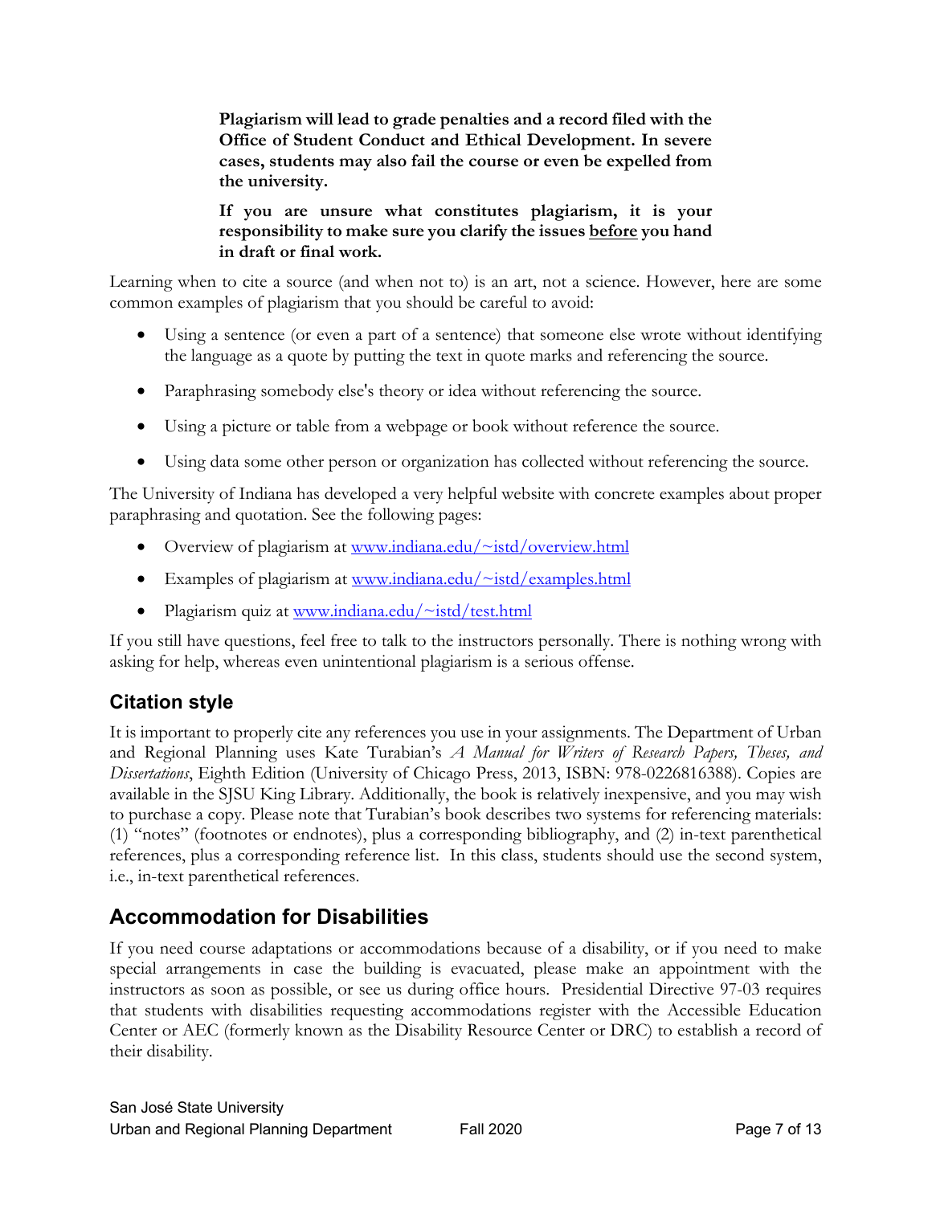**Plagiarism will lead to grade penalties and a record filed with the Office of Student Conduct and Ethical Development. In severe cases, students may also fail the course or even be expelled from the university.**

**If you are unsure what constitutes plagiarism, it is your responsibility to make sure you clarify the issues <u>before</u> you hand in draft or final work.**

Learning when to cite a source (and when not to) is an art, not a science. However, here are some common examples of plagiarism that you should be careful to avoid:

- Using a sentence (or even a part of a sentence) that someone else wrote without identifying the language as a quote by putting the text in quote marks and referencing the source.
- Paraphrasing somebody else's theory or idea without referencing the source.
- Using a picture or table from a webpage or book without reference the source.
- Using data some other person or organization has collected without referencing the source.

The University of Indiana has developed a very helpful website with concrete examples about proper paraphrasing and quotation. See the following pages:

- Overview of plagiarism at [www.indiana.edu/~istd/overview.html](www.indiana.edu/~istd/overview.html)
- Examples of plagiarism at [www.indiana.edu/~istd/examples.html](www.indiana.edu/~istd/examples.html)
- Plagiarism quiz at [www.indiana.edu/~istd/test.html](www.indiana.edu/~istd/test.html)

If you still have questions, feel free to talk to the instructors personally. There is nothing wrong with asking for help, whereas even unintentional plagiarism is a serious offense.

## Citation style

It is important to properly cite any references you use in your assignments. The Department of Urban and Regional Planning uses Kate Turabian's *A Manual for Writers of Research Papers, Theses, and Dissertations*, Eighth Edition (University of Chicago Press, 2013, ISBN: 978-0226816388). Copies are available in the SJSU King Library. Additionally, the book is relatively inexpensive, and you may wish to purchase a copy. Please note that Turabian's book describes two systems for referencing materials: (1) "notes" (footnotes or endnotes), plus a corresponding bibliography, and (2) in-text parenthetical references, plus a corresponding reference list. In this class, students should use the second system, i.e., in-text parenthetical references.

## Accommodation for Disabilities

If you need course adaptations or accommodations because of a disability, or if you need to make special arrangements in case the building is evacuated, please make an appointment with the instructors as soon as possible, or see us during office hours. Presidential Directive 97-03 requires that students with disabilities requesting accommodations register with the Accessible Education Center or AEC (formerly known as the Disability Resource Center or DRC) to establish a record of their disability.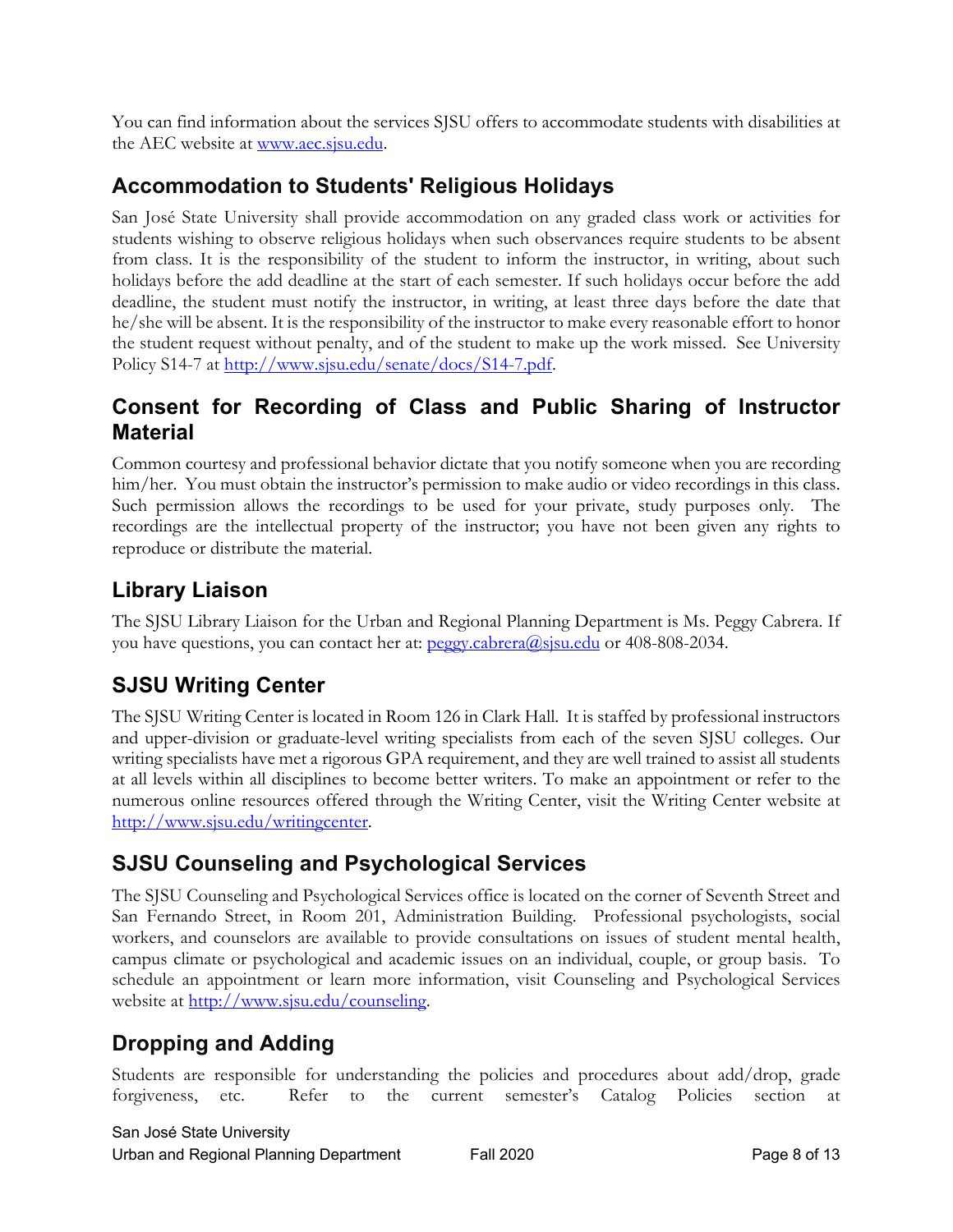You can find information about the services SJSU offers to accommodate students with disabilities at the AEC website at [www.aec.sjsu.edu](http://www.aec.sjsu.edu).

## Accommodation to Students' Religious Holidays

San José State University shall provide accommodation on any graded class work or activities for students wishing to observe religious holidays when such observances require students to be absent from class. It is the responsibility of the student to inform the instructor, in writing, about such holidays before the add deadline at the start of each semester. If such holidays occur before the add deadline, the student must notify the instructor, in writing, at least three days before the date that he/she will be absent. It is the responsibility of the instructor to make every reasonable effort to honor the student request without penalty, and of the student to make up the work missed. See University Policy S14-7 at [http://www.sjsu.edu/senate/docs/S14-7.pdf](http://www.sjsu.edu/senate/docs/S14-7.pdf).

## Consent for Recording of Class and Public Sharing of Instructor Material

Common courtesy and professional behavior dictate that you notify someone when you are recording him/her. You must obtain the instructor's permission to make audio or video recordings in this class. Such permission allows the recordings to be used for your private, study purposes only. The recordings are the intellectual property of the instructor; you have not been given any rights to reproduce or distribute the material.

## Library Liaison

The SJSU Library Liaison for the Urban and Regional Planning Department is Ms. Peggy Cabrera. If you have questions, you can contact her at: [peggy.cabrera@sjsu.edu](mailto:peggy.cabrera@sjsu.edu) or 408-808-2034.

## SJSU Writing Center

The SJSU Writing Center is located in Room 126 in Clark Hall. It is staffed by professional instructors and upper-division or graduate-level writing specialists from each of the seven SJSU colleges. Our writing specialists have met a rigorous GPA requirement, and they are well trained to assist all students at all levels within all disciplines to become better writers. To make an appointment or refer to the numerous online resources offered through the Writing Center, visit the Writing Center website at [http://www.sjsu.edu/writingcenter](http://www.sjsu.edu/writingcenter).

## SJSU Counseling and Psychological Services

The SJSU Counseling and Psychological Services office is located on the corner of Seventh Street and San Fernando Street, in Room 201, Administration Building. Professional psychologists, social workers, and counselors are available to provide consultations on issues of student mental health, campus climate or psychological and academic issues on an individual, couple, or group basis. To schedule an appointment or learn more information, visit Counseling and Psychological Services website at [http://www.sjsu.edu/counseling](http://www.sjsu.edu/counseling).

## Dropping and Adding

Students are responsible for understanding the policies and procedures about add/drop, grade forgiveness, etc. Refer to the current semester's Catalog Policies section at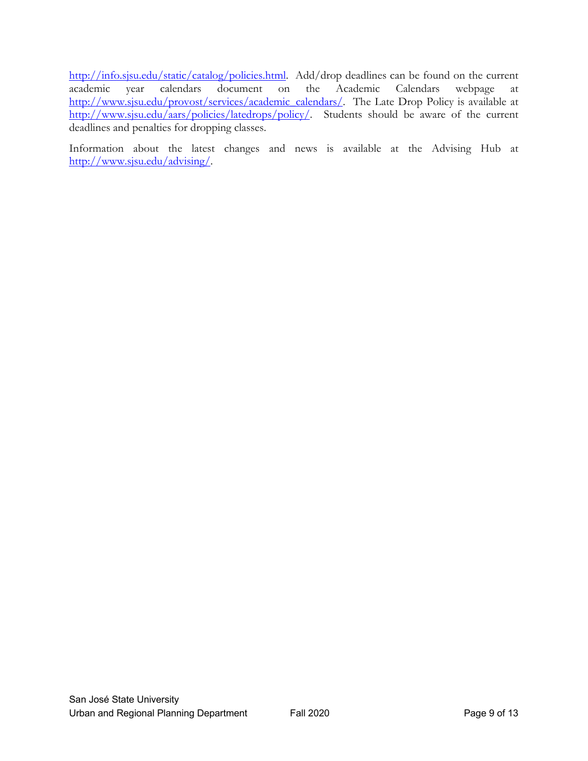http://info.sjsu.edu/static/catalog/policies.html. Add/drop deadlines can be found on the current academic year calendars document on the Academic Calendars webpage at http://www.sjsu.edu/provost/services/academic_calendars/. The Late Drop Policy is available at http://www.sjsu.edu/aars/policies/latedrops/policy/. Students should be aware of the current deadlines and penalties for dropping classes.

Information about the latest changes and news is available at the Advising Hub at http://www.sjsu.edu/advising/.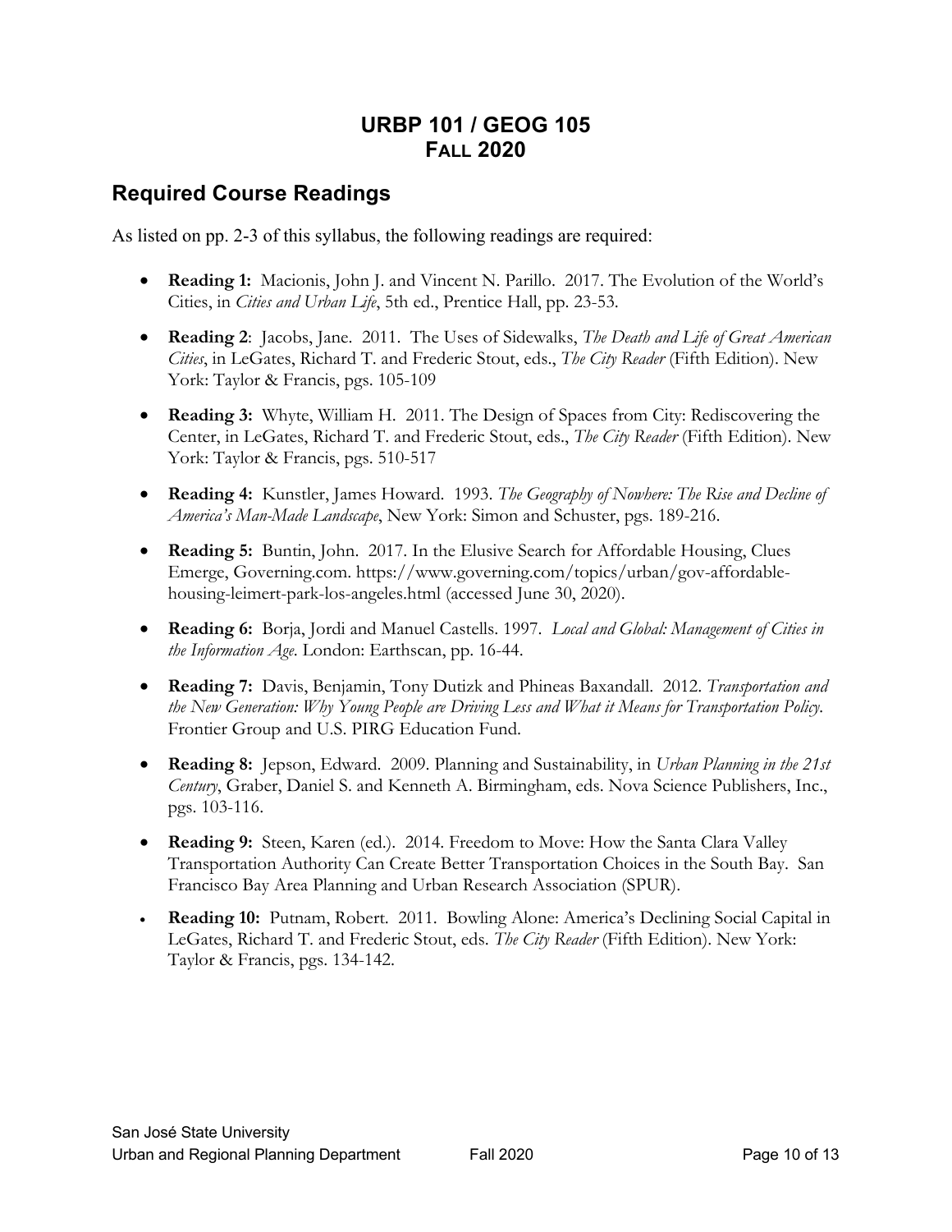# URBP 101 / GEOG 105
# FALL 2020

## Required Course Readings

As listed on pp. 2-3 of this syllabus, the following readings are required:

- **Reading 1:** Macionis, John J. and Vincent N. Parillo. 2017. The Evolution of the World's Cities, in *Cities and Urban Life*, 5th ed., Prentice Hall, pp. 23-53.
- **Reading 2**: Jacobs, Jane. 2011. The Uses of Sidewalks, *The Death and Life of Great American Cities*, in LeGates, Richard T. and Frederic Stout, eds., *The City Reader* (Fifth Edition). New York: Taylor & Francis, pgs. 105-109
- **Reading 3:** Whyte, William H. 2011. The Design of Spaces from City: Rediscovering the Center, in LeGates, Richard T. and Frederic Stout, eds., *The City Reader* (Fifth Edition). New York: Taylor & Francis, pgs. 510-517
- **Reading 4:** Kunstler, James Howard. 1993. *The Geography of Nowhere: The Rise and Decline of America's Man-Made Landscape*, New York: Simon and Schuster, pgs. 189-216.
- **Reading 5:** Buntin, John. 2017. In the Elusive Search for Affordable Housing, Clues Emerge, Governing.com. https://www.governing.com/topics/urban/gov-affordable-housing-leimert-park-los-angeles.html (accessed June 30, 2020).
- **Reading 6:** Borja, Jordi and Manuel Castells. 1997. *Local and Global: Management of Cities in the Information Age*. London: Earthscan, pp. 16-44.
- **Reading 7:** Davis, Benjamin, Tony Dutizk and Phineas Baxandall. 2012. *Transportation and the New Generation: Why Young People are Driving Less and What it Means for Transportation Policy.* Frontier Group and U.S. PIRG Education Fund.
- **Reading 8:** Jepson, Edward. 2009. Planning and Sustainability, in *Urban Planning in the 21st Century*, Graber, Daniel S. and Kenneth A. Birmingham, eds. Nova Science Publishers, Inc., pgs. 103-116.
- **Reading 9:** Steen, Karen (ed.). 2014. Freedom to Move: How the Santa Clara Valley Transportation Authority Can Create Better Transportation Choices in the South Bay. San Francisco Bay Area Planning and Urban Research Association (SPUR).
- **Reading 10:** Putnam, Robert. 2011. Bowling Alone: America's Declining Social Capital in LeGates, Richard T. and Frederic Stout, eds. *The City Reader* (Fifth Edition). New York: Taylor & Francis, pgs. 134-142.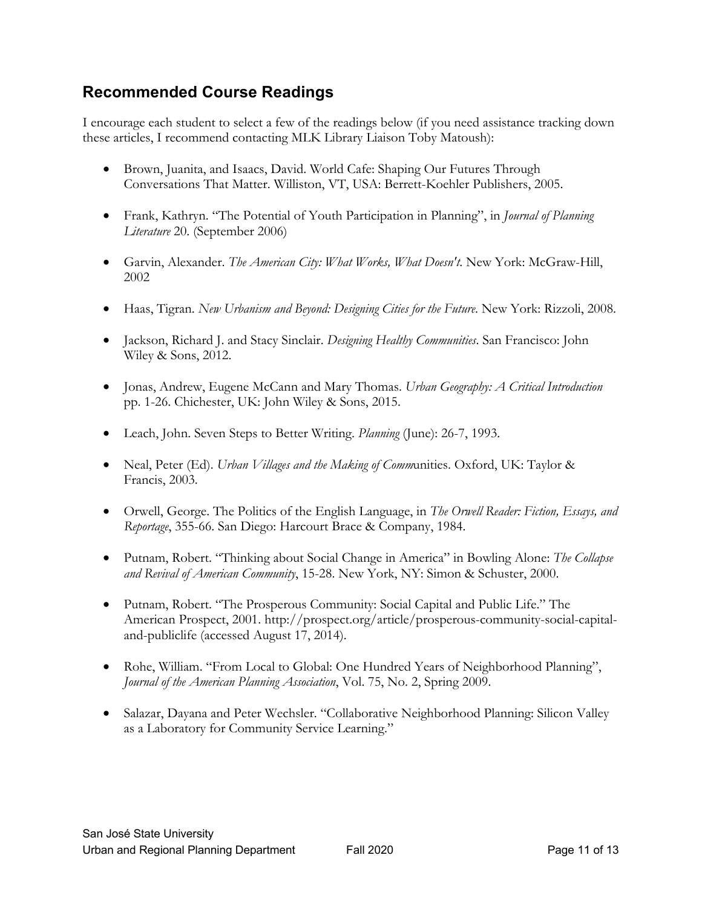## Recommended Course Readings

I encourage each student to select a few of the readings below (if you need assistance tracking down these articles, I recommend contacting MLK Library Liaison Toby Matoush):

- Brown, Juanita, and Isaacs, David. World Cafe: Shaping Our Futures Through Conversations That Matter. Williston, VT, USA: Berrett-Koehler Publishers, 2005.
- Frank, Kathryn. "The Potential of Youth Participation in Planning", in *Journal of Planning Literature* 20. (September 2006)
- Garvin, Alexander. *The American City: What Works, What Doesn't.* New York: McGraw-Hill, 2002
- Haas, Tigran. *New Urbanism and Beyond: Designing Cities for the Future.* New York: Rizzoli, 2008.
- Jackson, Richard J. and Stacy Sinclair. *Designing Healthy Communities*. San Francisco: John Wiley & Sons, 2012.
- Jonas, Andrew, Eugene McCann and Mary Thomas. *Urban Geography: A Critical Introduction* pp. 1-26. Chichester, UK: John Wiley & Sons, 2015.
- Leach, John. Seven Steps to Better Writing. *Planning* (June): 26-7, 1993.
- Neal, Peter (Ed). *Urban Villages and the Making of Comm*unities. Oxford, UK: Taylor & Francis, 2003.
- Orwell, George. The Politics of the English Language, in *The Orwell Reader: Fiction, Essays, and Reportage*, 355-66. San Diego: Harcourt Brace & Company, 1984.
- Putnam, Robert. "Thinking about Social Change in America" in Bowling Alone: *The Collapse and Revival of American Community*, 15-28. New York, NY: Simon & Schuster, 2000.
- Putnam, Robert. "The Prosperous Community: Social Capital and Public Life." The American Prospect, 2001. http://prospect.org/article/prosperous-community-social-capital-and-publiclife (accessed August 17, 2014).
- Rohe, William. "From Local to Global: One Hundred Years of Neighborhood Planning", *Journal of the American Planning Association*, Vol. 75, No. 2, Spring 2009.
- Salazar, Dayana and Peter Wechsler. "Collaborative Neighborhood Planning: Silicon Valley as a Laboratory for Community Service Learning."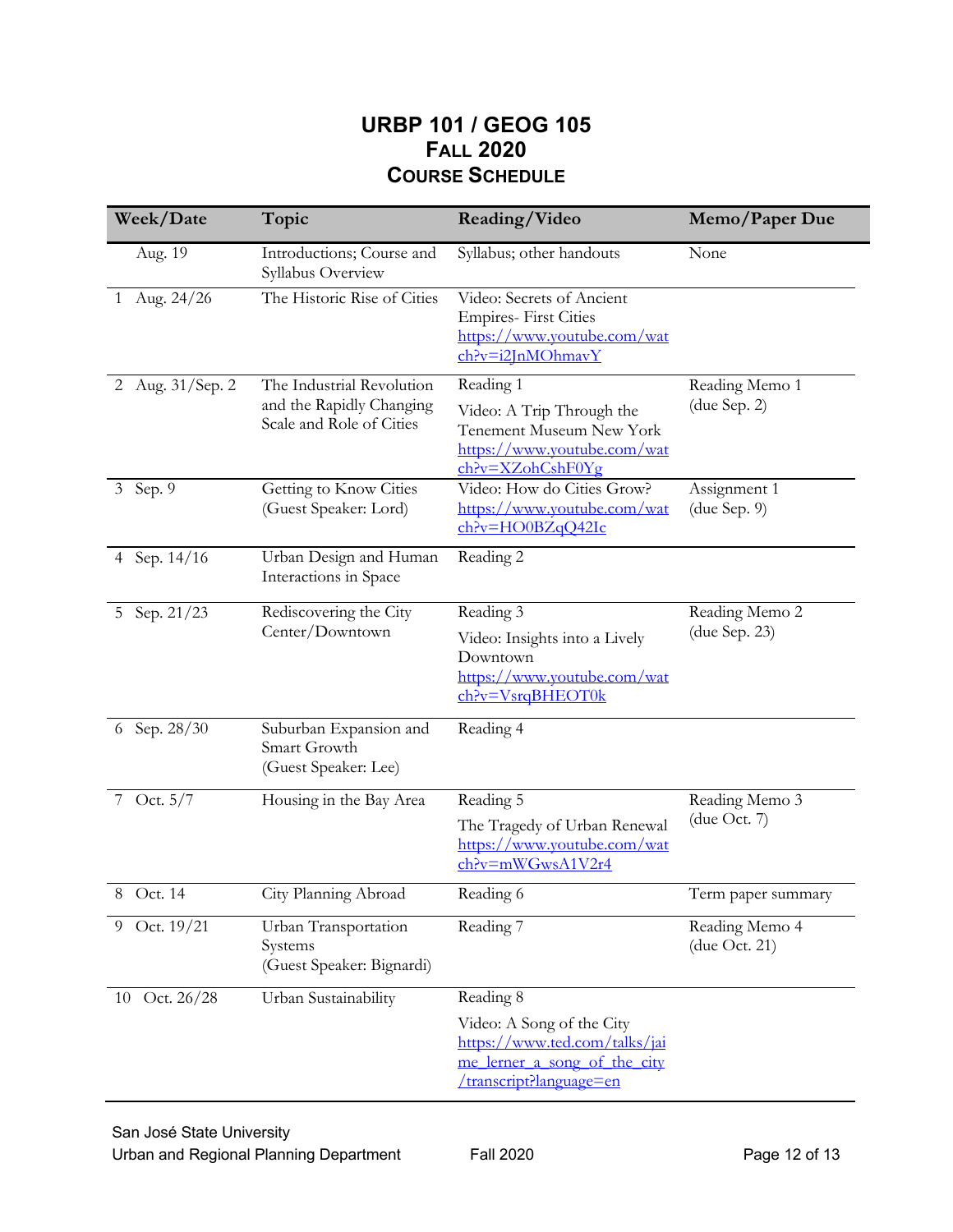# URBP 101 / GEOG 105
## FALL 2020
## COURSE SCHEDULE

| Week/Date | Topic | Reading/Video | Memo/Paper Due |
|---|---|---|---|
| Aug. 19 | Introductions; Course and Syllabus Overview | Syllabus; other handouts | None |
| 1 Aug. 24/26 | The Historic Rise of Cities | Video: Secrets of Ancient Empires- First Cities https://www.youtube.com/watch?v=i2JnMOhmavY | |
| 2 Aug. 31/Sep. 2 | The Industrial Revolution and the Rapidly Changing Scale and Role of Cities | Reading 1<br>Video: A Trip Through the Tenement Museum New York https://www.youtube.com/watch?v=XZohCshF0Yg | Reading Memo 1 (due Sep. 2) |
| 3 Sep. 9 | Getting to Know Cities (Guest Speaker: Lord) | Video: How do Cities Grow? https://www.youtube.com/watch?v=HO0BZqQ42Ic | Assignment 1 (due Sep. 9) |
| 4 Sep. 14/16 | Urban Design and Human Interactions in Space | Reading 2 | |
| 5 Sep. 21/23 | Rediscovering the City Center/Downtown | Reading 3<br>Video: Insights into a Lively Downtown https://www.youtube.com/watch?v=VsrqBHEOT0k | Reading Memo 2 (due Sep. 23) |
| 6 Sep. 28/30 | Suburban Expansion and Smart Growth (Guest Speaker: Lee) | Reading 4 | |
| 7 Oct. 5/7 | Housing in the Bay Area | Reading 5<br>The Tragedy of Urban Renewal https://www.youtube.com/watch?v=mWGwsA1V2r4 | Reading Memo 3 (due Oct. 7) |
| 8 Oct. 14 | City Planning Abroad | Reading 6 | Term paper summary |
| 9 Oct. 19/21 | Urban Transportation Systems (Guest Speaker: Bignardi) | Reading 7 | Reading Memo 4 (due Oct. 21) |
| 10 Oct. 26/28 | Urban Sustainability | Reading 8<br>Video: A Song of the City https://www.ted.com/talks/jaime_lerner_a_song_of_the_city/transcript?language=en | |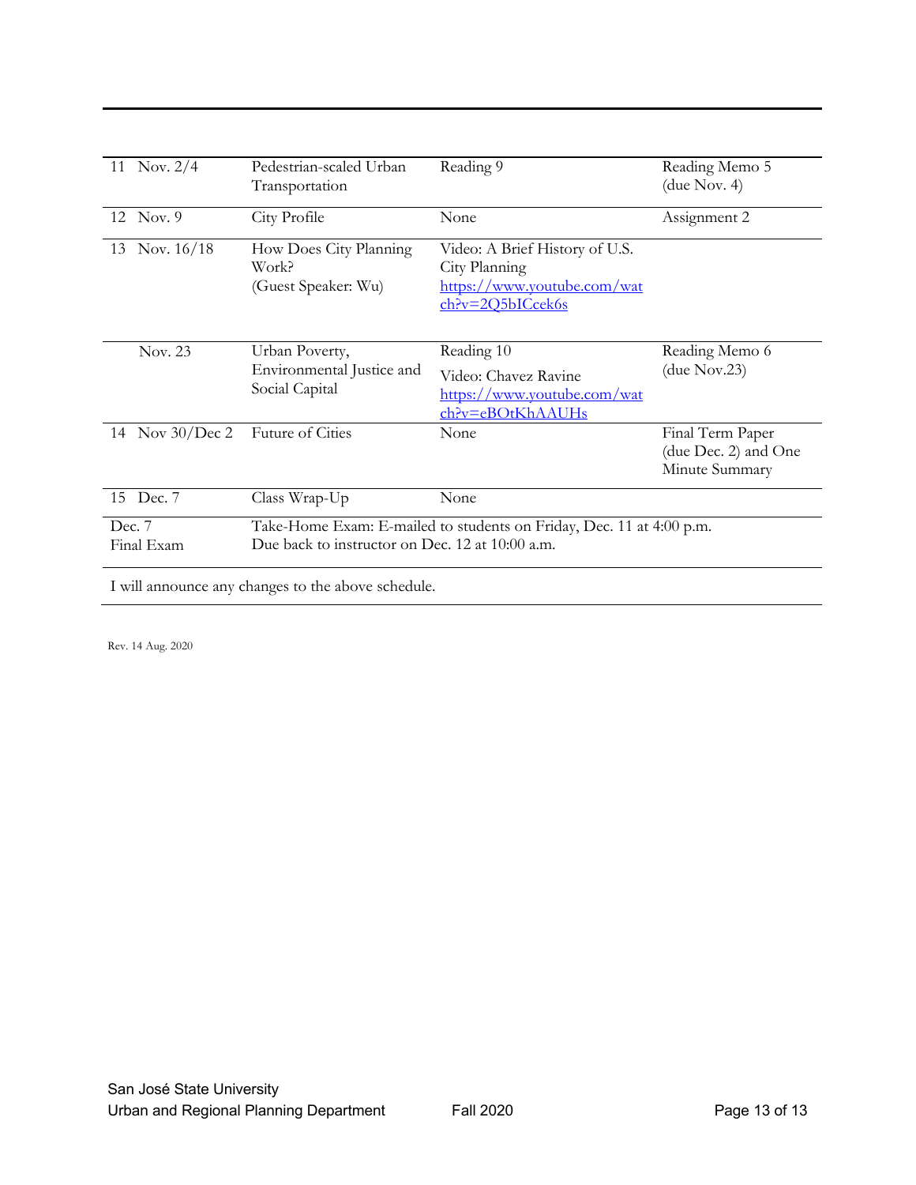| | | | | |
|---|---|---|---|---|
| 11 | Nov. 2/4 | Pedestrian-scaled Urban Transportation | Reading 9 | Reading Memo 5 (due Nov. 4) |
| 12 | Nov. 9 | City Profile | None | Assignment 2 |
| 13 | Nov. 16/18 | How Does City Planning Work? (Guest Speaker: Wu) | Video: A Brief History of U.S. City Planning https://www.youtube.com/watch?v=2Q5bICcek6s | |
| | Nov. 23 | Urban Poverty, Environmental Justice and Social Capital | Reading 10<br>Video: Chavez Ravine https://www.youtube.com/watch?v=eBOtKhAAUHs | Reading Memo 6 (due Nov.23) |
| 14 | Nov 30/Dec 2 | Future of Cities | None | Final Term Paper (due Dec. 2) and One Minute Summary |
| 15 | Dec. 7 | Class Wrap-Up | None | |
| Dec. 7 Final Exam | | Take-Home Exam: E-mailed to students on Friday, Dec. 11 at 4:00 p.m. Due back to instructor on Dec. 12 at 10:00 a.m. | | |

I will announce any changes to the above schedule.

Rev. 14 Aug. 2020